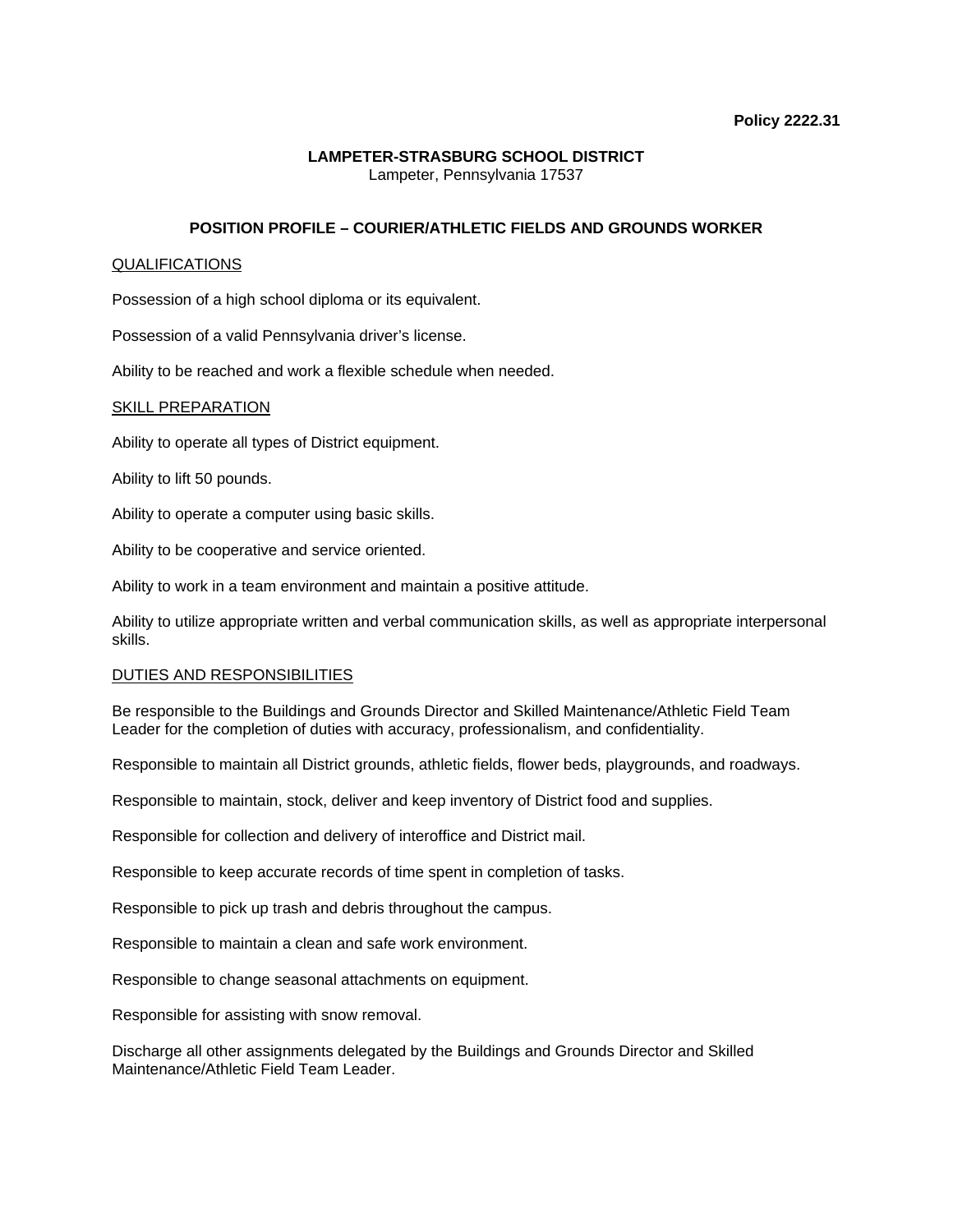**Policy 2222.31**

**LAMPETER-STRASBURG SCHOOL DISTRICT**
Lampeter, Pennsylvania 17537

# POSITION PROFILE – COURIER/ATHLETIC FIELDS AND GROUNDS WORKER

## QUALIFICATIONS

Possession of a high school diploma or its equivalent.

Possession of a valid Pennsylvania driver's license.

Ability to be reached and work a flexible schedule when needed.

## SKILL PREPARATION

Ability to operate all types of District equipment.

Ability to lift 50 pounds.

Ability to operate a computer using basic skills.

Ability to be cooperative and service oriented.

Ability to work in a team environment and maintain a positive attitude.

Ability to utilize appropriate written and verbal communication skills, as well as appropriate interpersonal skills.

## DUTIES AND RESPONSIBILITIES

Be responsible to the Buildings and Grounds Director and Skilled Maintenance/Athletic Field Team Leader for the completion of duties with accuracy, professionalism, and confidentiality.

Responsible to maintain all District grounds, athletic fields, flower beds, playgrounds, and roadways.

Responsible to maintain, stock, deliver and keep inventory of District food and supplies.

Responsible for collection and delivery of interoffice and District mail.

Responsible to keep accurate records of time spent in completion of tasks.

Responsible to pick up trash and debris throughout the campus.

Responsible to maintain a clean and safe work environment.

Responsible to change seasonal attachments on equipment.

Responsible for assisting with snow removal.

Discharge all other assignments delegated by the Buildings and Grounds Director and Skilled Maintenance/Athletic Field Team Leader.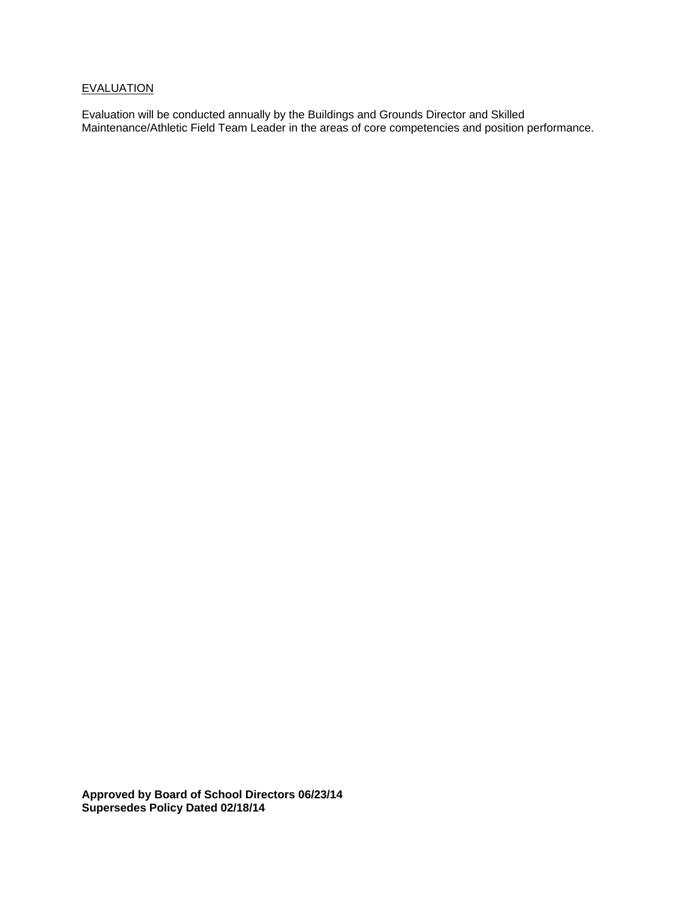EVALUATION

Evaluation will be conducted annually by the Buildings and Grounds Director and Skilled Maintenance/Athletic Field Team Leader in the areas of core competencies and position performance.

**Approved by Board of School Directors 06/23/14**
**Supersedes Policy Dated 02/18/14**